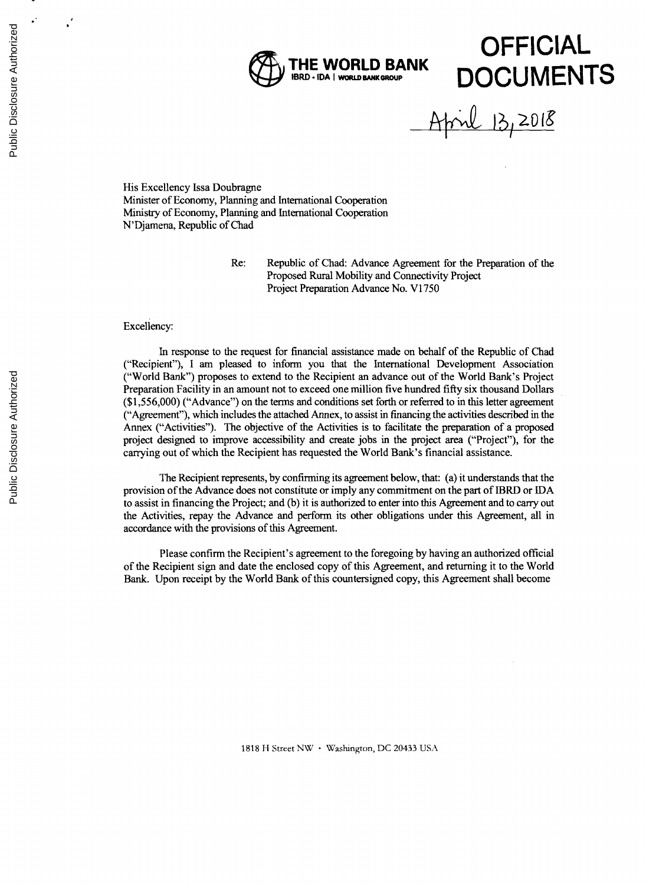**THE WORLD BANK**
IBRD • IDA | WORLD BANK GROUP

**OFFICIAL DOCUMENTS**

April 13, 2018

His Excellency Issa Doubragne
Minister of Economy, Planning and International Cooperation
Ministry of Economy, Planning and International Cooperation
N'Djamena, Republic of Chad

Re: Republic of Chad: Advance Agreement for the Preparation of the Proposed Rural Mobility and Connectivity Project
Project Preparation Advance No. V1750

Excellency:

In response to the request for financial assistance made on behalf of the Republic of Chad ("Recipient"), I am pleased to inform you that the International Development Association ("World Bank") proposes to extend to the Recipient an advance out of the World Bank's Project Preparation Facility in an amount not to exceed one million five hundred fifty six thousand Dollars ($1,556,000) ("Advance") on the terms and conditions set forth or referred to in this letter agreement ("Agreement"), which includes the attached Annex, to assist in financing the activities described in the Annex ("Activities"). The objective of the Activities is to facilitate the preparation of a proposed project designed to improve accessibility and create jobs in the project area ("Project"), for the carrying out of which the Recipient has requested the World Bank's financial assistance.

The Recipient represents, by confirming its agreement below, that: (a) it understands that the provision of the Advance does not constitute or imply any commitment on the part of IBRD or IDA to assist in financing the Project; and (b) it is authorized to enter into this Agreement and to carry out the Activities, repay the Advance and perform its other obligations under this Agreement, all in accordance with the provisions of this Agreement.

Please confirm the Recipient's agreement to the foregoing by having an authorized official of the Recipient sign and date the enclosed copy of this Agreement, and returning it to the World Bank. Upon receipt by the World Bank of this countersigned copy, this Agreement shall become

1818 H Street NW • Washington, DC 20433 USA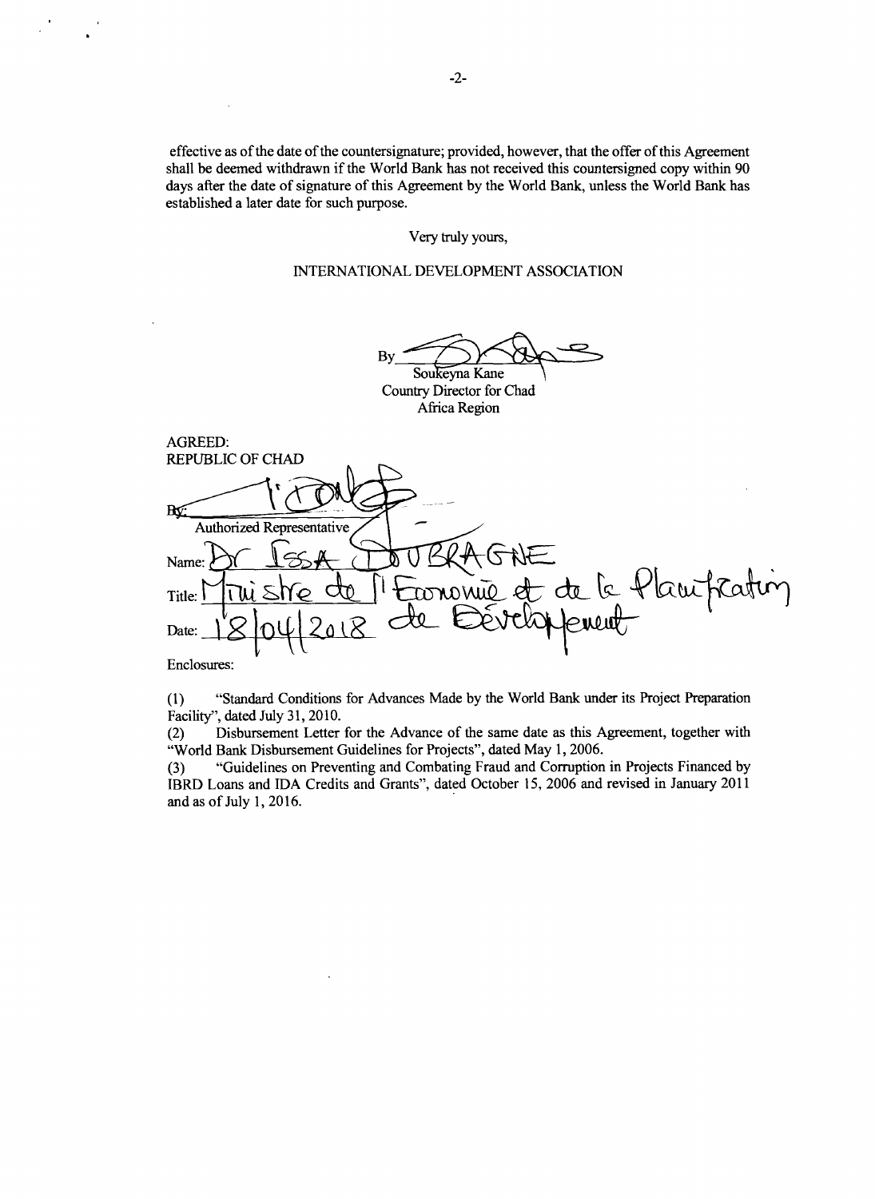effective as of the date of the countersignature; provided, however, that the offer of this Agreement shall be deemed withdrawn if the World Bank has not received this countersigned copy within 90 days after the date of signature of this Agreement by the World Bank, unless the World Bank has established a later date for such purpose.

Very truly yours,

INTERNATIONAL DEVELOPMENT ASSOCIATION

By \_\_\_\_\_\_\_\_\_\_\_\_\_\_\_\_\_\_\_\_

Soukeyna Kane
Country Director for Chad
Africa Region

AGREED:
REPUBLIC OF CHAD

By: \_\_\_\_\_\_\_\_\_\_\_\_\_\_\_\_\_\_\_\_
Authorized Representative

Name: Dr Issa DOUBRAGNE

Title: Ministre de l'Economie et de la Planification de Développement

Date: 18/04/2018

Enclosures:

(1) "Standard Conditions for Advances Made by the World Bank under its Project Preparation Facility", dated July 31, 2010.

(2) Disbursement Letter for the Advance of the same date as this Agreement, together with "World Bank Disbursement Guidelines for Projects", dated May 1, 2006.

(3) "Guidelines on Preventing and Combating Fraud and Corruption in Projects Financed by IBRD Loans and IDA Credits and Grants", dated October 15, 2006 and revised in January 2011 and as of July 1, 2016.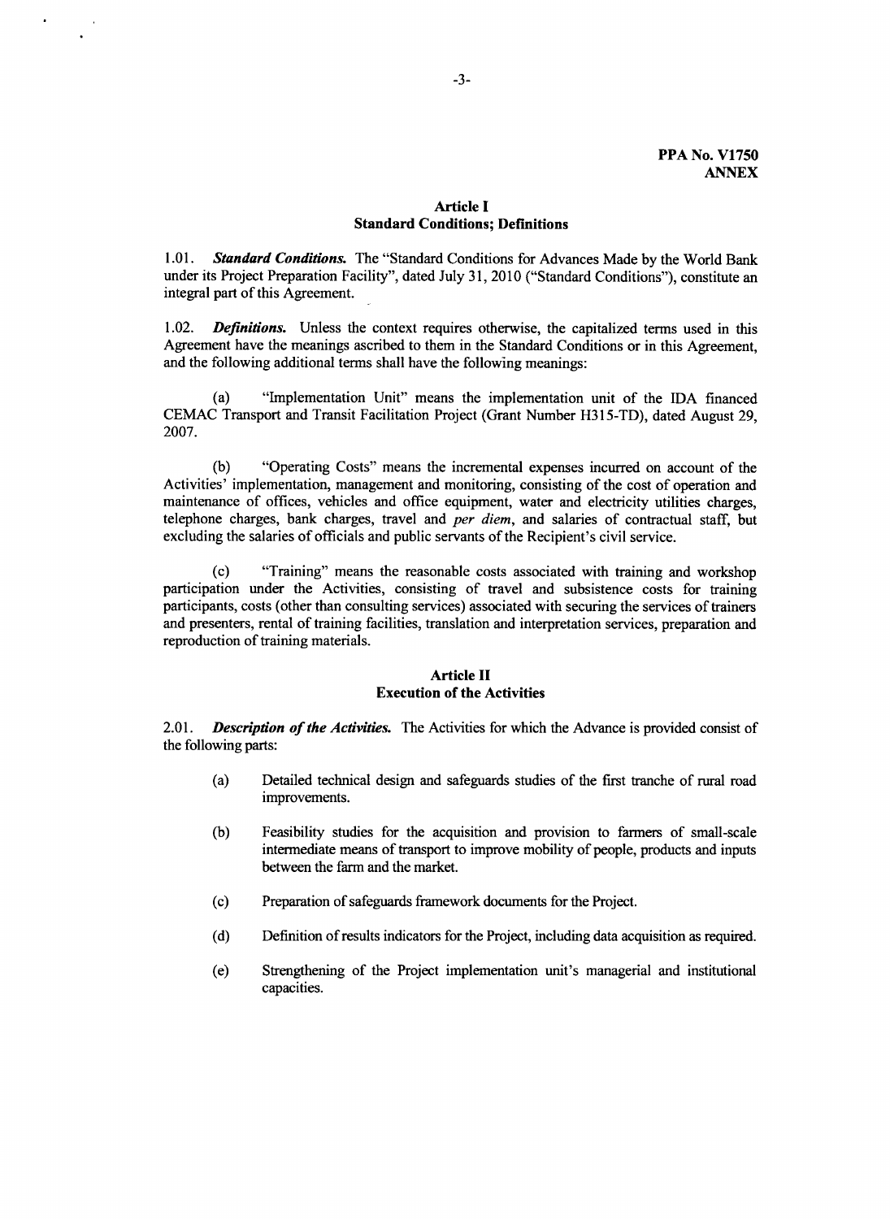**PPA No. V1750**
**ANNEX**

## Article I
## Standard Conditions; Definitions

1.01. ***Standard Conditions.*** The "Standard Conditions for Advances Made by the World Bank under its Project Preparation Facility", dated July 31, 2010 ("Standard Conditions"), constitute an integral part of this Agreement.

1.02. ***Definitions.*** Unless the context requires otherwise, the capitalized terms used in this Agreement have the meanings ascribed to them in the Standard Conditions or in this Agreement, and the following additional terms shall have the following meanings:

(a) "Implementation Unit" means the implementation unit of the IDA financed CEMAC Transport and Transit Facilitation Project (Grant Number H315-TD), dated August 29, 2007.

(b) "Operating Costs" means the incremental expenses incurred on account of the Activities' implementation, management and monitoring, consisting of the cost of operation and maintenance of offices, vehicles and office equipment, water and electricity utilities charges, telephone charges, bank charges, travel and *per diem*, and salaries of contractual staff, but excluding the salaries of officials and public servants of the Recipient's civil service.

(c) "Training" means the reasonable costs associated with training and workshop participation under the Activities, consisting of travel and subsistence costs for training participants, costs (other than consulting services) associated with securing the services of trainers and presenters, rental of training facilities, translation and interpretation services, preparation and reproduction of training materials.

## Article II
## Execution of the Activities

2.01. ***Description of the Activities.*** The Activities for which the Advance is provided consist of the following parts:

(a) Detailed technical design and safeguards studies of the first tranche of rural road improvements.

(b) Feasibility studies for the acquisition and provision to farmers of small-scale intermediate means of transport to improve mobility of people, products and inputs between the farm and the market.

(c) Preparation of safeguards framework documents for the Project.

(d) Definition of results indicators for the Project, including data acquisition as required.

(e) Strengthening of the Project implementation unit's managerial and institutional capacities.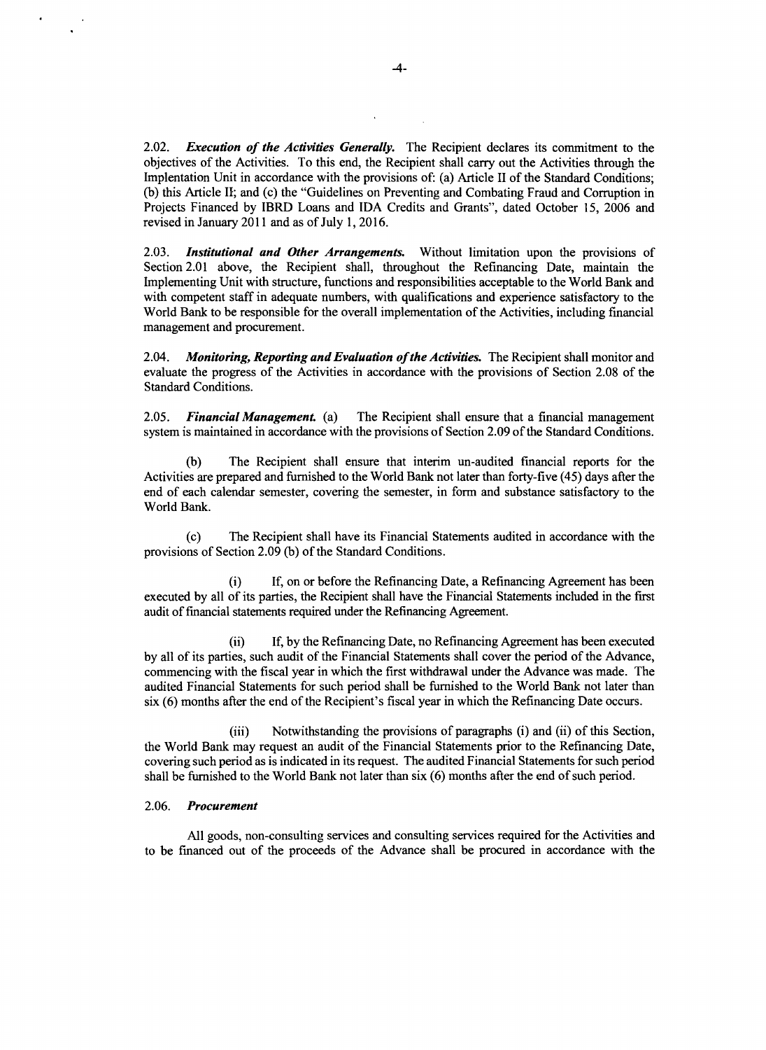2.02. ***Execution of the Activities Generally.*** The Recipient declares its commitment to the objectives of the Activities. To this end, the Recipient shall carry out the Activities through the Implentation Unit in accordance with the provisions of: (a) Article II of the Standard Conditions; (b) this Article II; and (c) the "Guidelines on Preventing and Combating Fraud and Corruption in Projects Financed by IBRD Loans and IDA Credits and Grants", dated October 15, 2006 and revised in January 2011 and as of July 1, 2016.

2.03. ***Institutional and Other Arrangements.*** Without limitation upon the provisions of Section 2.01 above, the Recipient shall, throughout the Refinancing Date, maintain the Implementing Unit with structure, functions and responsibilities acceptable to the World Bank and with competent staff in adequate numbers, with qualifications and experience satisfactory to the World Bank to be responsible for the overall implementation of the Activities, including financial management and procurement.

2.04. ***Monitoring, Reporting and Evaluation of the Activities.*** The Recipient shall monitor and evaluate the progress of the Activities in accordance with the provisions of Section 2.08 of the Standard Conditions.

2.05. ***Financial Management.*** (a) The Recipient shall ensure that a financial management system is maintained in accordance with the provisions of Section 2.09 of the Standard Conditions.

(b) The Recipient shall ensure that interim un-audited financial reports for the Activities are prepared and furnished to the World Bank not later than forty-five (45) days after the end of each calendar semester, covering the semester, in form and substance satisfactory to the World Bank.

(c) The Recipient shall have its Financial Statements audited in accordance with the provisions of Section 2.09 (b) of the Standard Conditions.

(i) If, on or before the Refinancing Date, a Refinancing Agreement has been executed by all of its parties, the Recipient shall have the Financial Statements included in the first audit of financial statements required under the Refinancing Agreement.

(ii) If, by the Refinancing Date, no Refinancing Agreement has been executed by all of its parties, such audit of the Financial Statements shall cover the period of the Advance, commencing with the fiscal year in which the first withdrawal under the Advance was made. The audited Financial Statements for such period shall be furnished to the World Bank not later than six (6) months after the end of the Recipient's fiscal year in which the Refinancing Date occurs.

(iii) Notwithstanding the provisions of paragraphs (i) and (ii) of this Section, the World Bank may request an audit of the Financial Statements prior to the Refinancing Date, covering such period as is indicated in its request. The audited Financial Statements for such period shall be furnished to the World Bank not later than six (6) months after the end of such period.

2.06. ***Procurement***

All goods, non-consulting services and consulting services required for the Activities and to be financed out of the proceeds of the Advance shall be procured in accordance with the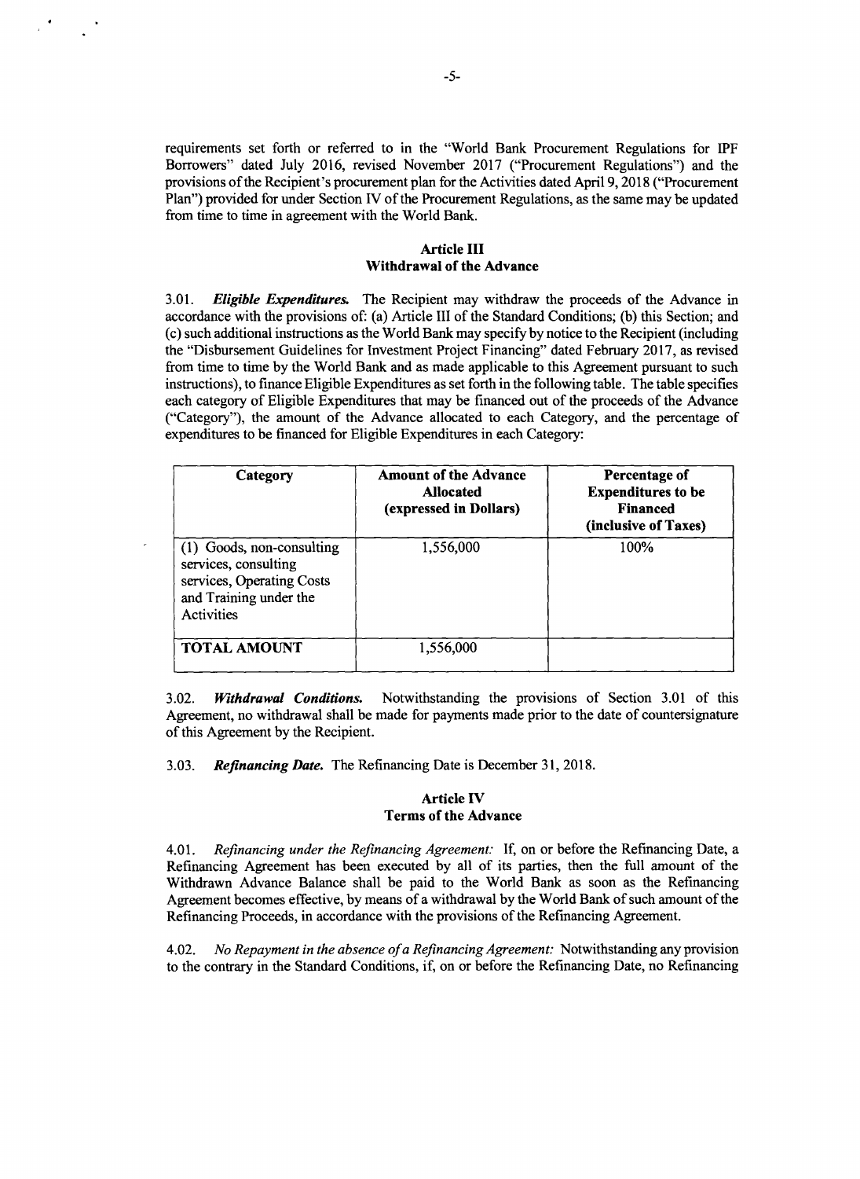requirements set forth or referred to in the "World Bank Procurement Regulations for IPF Borrowers" dated July 2016, revised November 2017 ("Procurement Regulations") and the provisions of the Recipient's procurement plan for the Activities dated April 9, 2018 ("Procurement Plan") provided for under Section IV of the Procurement Regulations, as the same may be updated from time to time in agreement with the World Bank.

## Article III
## Withdrawal of the Advance

3.01. ***Eligible Expenditures.*** The Recipient may withdraw the proceeds of the Advance in accordance with the provisions of: (a) Article III of the Standard Conditions; (b) this Section; and (c) such additional instructions as the World Bank may specify by notice to the Recipient (including the "Disbursement Guidelines for Investment Project Financing" dated February 2017, as revised from time to time by the World Bank and as made applicable to this Agreement pursuant to such instructions), to finance Eligible Expenditures as set forth in the following table. The table specifies each category of Eligible Expenditures that may be financed out of the proceeds of the Advance ("Category"), the amount of the Advance allocated to each Category, and the percentage of expenditures to be financed for Eligible Expenditures in each Category:

| Category | Amount of the Advance Allocated (expressed in Dollars) | Percentage of Expenditures to be Financed (inclusive of Taxes) |
|---|---|---|
| (1) Goods, non-consulting services, consulting services, Operating Costs and Training under the Activities | 1,556,000 | 100% |
| **TOTAL AMOUNT** | 1,556,000 | |

3.02. ***Withdrawal Conditions.*** Notwithstanding the provisions of Section 3.01 of this Agreement, no withdrawal shall be made for payments made prior to the date of countersignature of this Agreement by the Recipient.

3.03. ***Refinancing Date.*** The Refinancing Date is December 31, 2018.

## Article IV
## Terms of the Advance

4.01. *Refinancing under the Refinancing Agreement:* If, on or before the Refinancing Date, a Refinancing Agreement has been executed by all of its parties, then the full amount of the Withdrawn Advance Balance shall be paid to the World Bank as soon as the Refinancing Agreement becomes effective, by means of a withdrawal by the World Bank of such amount of the Refinancing Proceeds, in accordance with the provisions of the Refinancing Agreement.

4.02. *No Repayment in the absence of a Refinancing Agreement:* Notwithstanding any provision to the contrary in the Standard Conditions, if, on or before the Refinancing Date, no Refinancing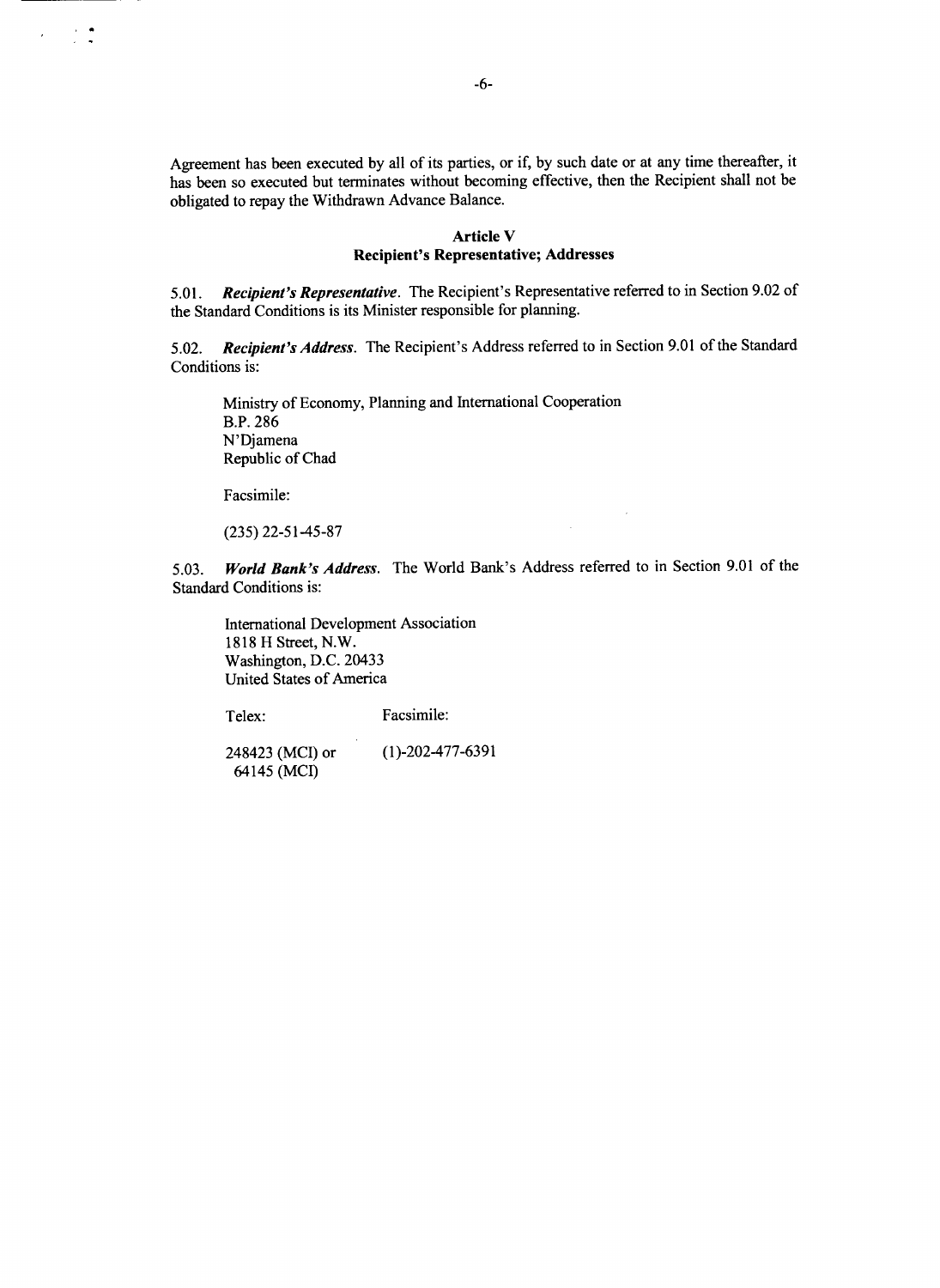Agreement has been executed by all of its parties, or if, by such date or at any time thereafter, it has been so executed but terminates without becoming effective, then the Recipient shall not be obligated to repay the Withdrawn Advance Balance.

## Article V
## Recipient's Representative; Addresses

5.01. ***Recipient's Representative***. The Recipient's Representative referred to in Section 9.02 of the Standard Conditions is its Minister responsible for planning.

5.02. ***Recipient's Address***. The Recipient's Address referred to in Section 9.01 of the Standard Conditions is:

Ministry of Economy, Planning and International Cooperation
B.P. 286
N'Djamena
Republic of Chad

Facsimile:

(235) 22-51-45-87

5.03. ***World Bank's Address***. The World Bank's Address referred to in Section 9.01 of the Standard Conditions is:

International Development Association
1818 H Street, N.W.
Washington, D.C. 20433
United States of America

| Telex: | Facsimile: |
|---|---|
| 248423 (MCI) or 64145 (MCI) | (1)-202-477-6391 |